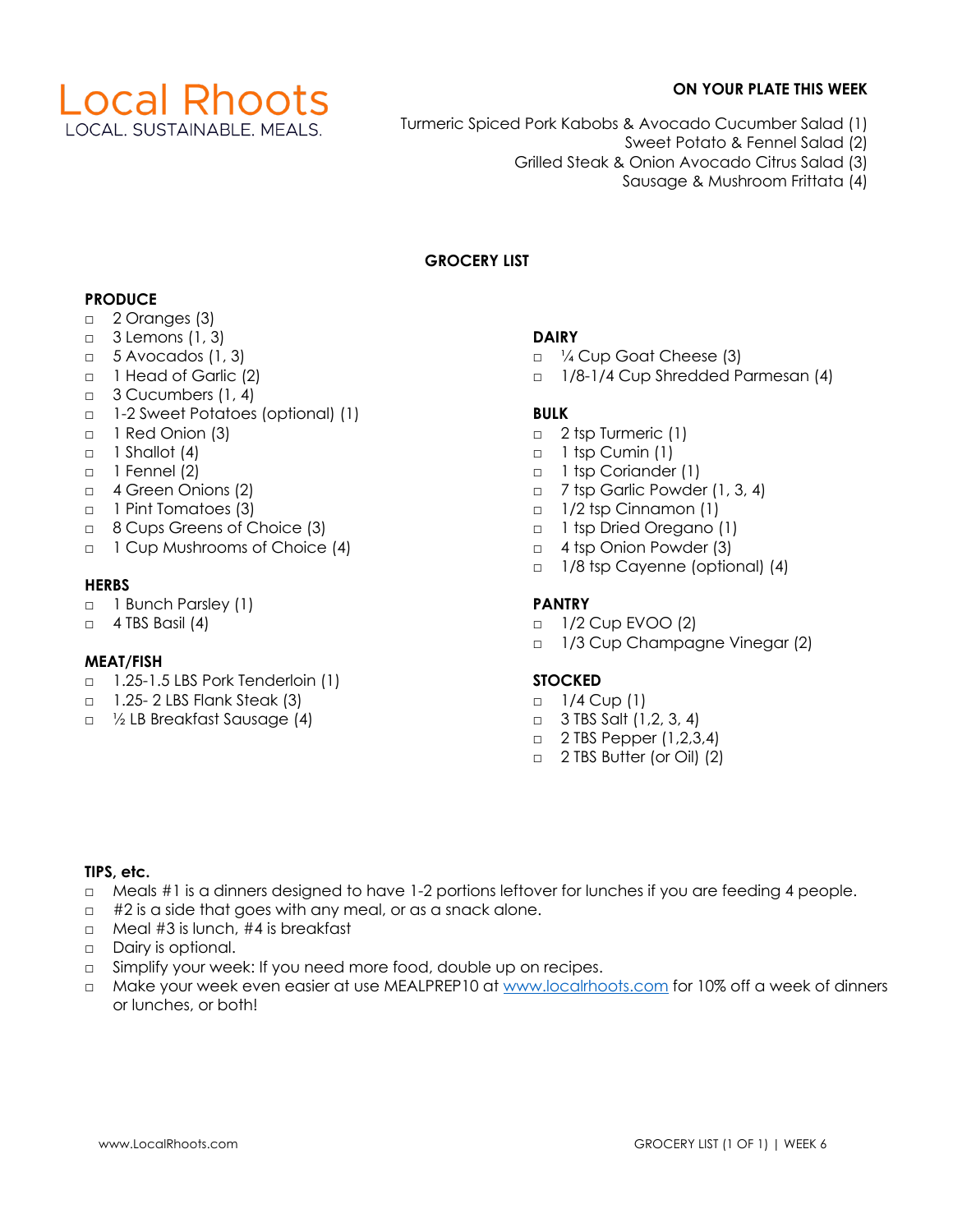# Local Rhoots

LOCAL. SUSTAINABLE. MEALS.

**ON YOUR PLATE THIS WEEK**

Turmeric Spiced Pork Kabobs & Avocado Cucumber Salad (1)
Sweet Potato & Fennel Salad (2)
Grilled Steak & Onion Avocado Citrus Salad (3)
Sausage & Mushroom Frittata (4)

## GROCERY LIST

**PRODUCE**

- □ 2 Oranges (3)
- □ 3 Lemons (1, 3)
- □ 5 Avocados (1, 3)
- □ 1 Head of Garlic (2)
- □ 3 Cucumbers (1, 4)
- □ 1-2 Sweet Potatoes (optional) (1)
- □ 1 Red Onion (3)
- □ 1 Shallot (4)
- □ 1 Fennel (2)
- □ 4 Green Onions (2)
- □ 1 Pint Tomatoes (3)
- □ 8 Cups Greens of Choice (3)
- □ 1 Cup Mushrooms of Choice (4)

**HERBS**

- □ 1 Bunch Parsley (1)
- □ 4 TBS Basil (4)

**MEAT/FISH**

- □ 1.25-1.5 LBS Pork Tenderloin (1)
- □ 1.25- 2 LBS Flank Steak (3)
- □ ½ LB Breakfast Sausage (4)

**DAIRY**

- □ ¼ Cup Goat Cheese (3)
- □ 1/8-1/4 Cup Shredded Parmesan (4)

**BULK**

- □ 2 tsp Turmeric (1)
- □ 1 tsp Cumin (1)
- □ 1 tsp Coriander (1)
- □ 7 tsp Garlic Powder (1, 3, 4)
- □ 1/2 tsp Cinnamon (1)
- □ 1 tsp Dried Oregano (1)
- □ 4 tsp Onion Powder (3)
- □ 1/8 tsp Cayenne (optional) (4)

**PANTRY**

- □ 1/2 Cup EVOO (2)
- □ 1/3 Cup Champagne Vinegar (2)

**STOCKED**

- □ 1/4 Cup (1)
- □ 3 TBS Salt (1,2, 3, 4)
- □ 2 TBS Pepper (1,2,3,4)
- □ 2 TBS Butter (or Oil) (2)

**TIPS, etc.**

- □ Meals #1 is a dinners designed to have 1-2 portions leftover for lunches if you are feeding 4 people.
- □ #2 is a side that goes with any meal, or as a snack alone.
- □ Meal #3 is lunch, #4 is breakfast
- □ Dairy is optional.
- □ Simplify your week: If you need more food, double up on recipes.
- □ Make your week even easier at use MEALPREP10 at www.localrhoots.com for 10% off a week of dinners or lunches, or both!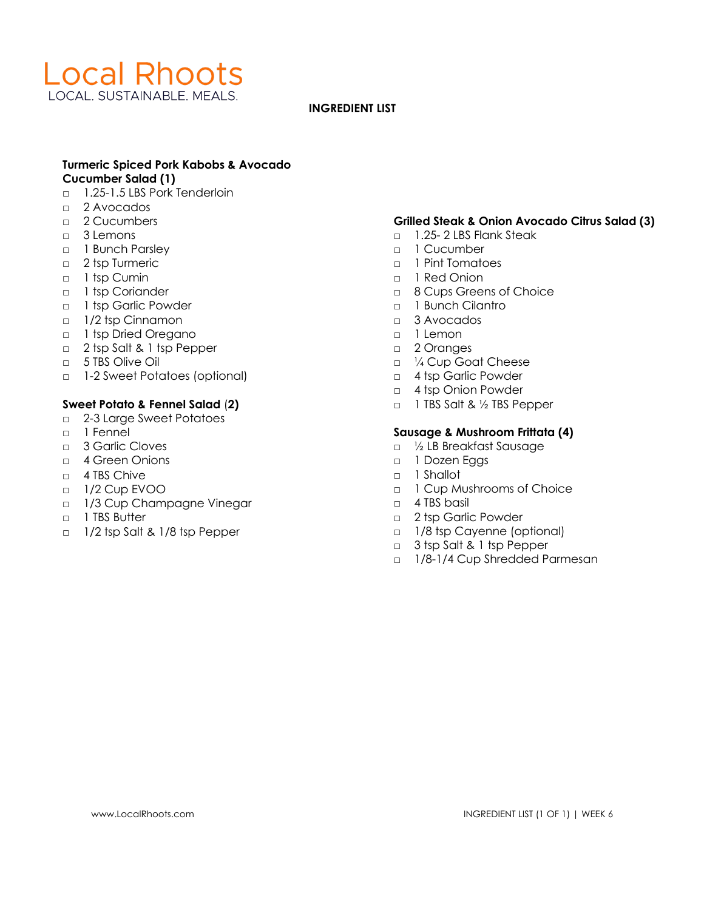# Local Rhoots

LOCAL. SUSTAINABLE. MEALS.

**INGREDIENT LIST**

**Turmeric Spiced Pork Kabobs & Avocado Cucumber Salad (1)**

- ◻ 1.25-1.5 LBS Pork Tenderloin
- ◻ 2 Avocados
- ◻ 2 Cucumbers
- ◻ 3 Lemons
- ◻ 1 Bunch Parsley
- ◻ 2 tsp Turmeric
- ◻ 1 tsp Cumin
- ◻ 1 tsp Coriander
- ◻ 1 tsp Garlic Powder
- ◻ 1/2 tsp Cinnamon
- ◻ 1 tsp Dried Oregano
- ◻ 2 tsp Salt & 1 tsp Pepper
- ◻ 5 TBS Olive Oil
- ◻ 1-2 Sweet Potatoes (optional)

**Sweet Potato & Fennel Salad (2)**

- ◻ 2-3 Large Sweet Potatoes
- ◻ 1 Fennel
- ◻ 3 Garlic Cloves
- ◻ 4 Green Onions
- ◻ 4 TBS Chive
- ◻ 1/2 Cup EVOO
- ◻ 1/3 Cup Champagne Vinegar
- ◻ 1 TBS Butter
- ◻ 1/2 tsp Salt & 1/8 tsp Pepper

**Grilled Steak & Onion Avocado Citrus Salad (3)**

- ◻ 1.25- 2 LBS Flank Steak
- ◻ 1 Cucumber
- ◻ 1 Pint Tomatoes
- ◻ 1 Red Onion
- ◻ 8 Cups Greens of Choice
- ◻ 1 Bunch Cilantro
- ◻ 3 Avocados
- ◻ 1 Lemon
- ◻ 2 Oranges
- ◻ ¼ Cup Goat Cheese
- ◻ 4 tsp Garlic Powder
- ◻ 4 tsp Onion Powder
- ◻ 1 TBS Salt & ½ TBS Pepper

**Sausage & Mushroom Frittata (4)**

- ◻ ½ LB Breakfast Sausage
- ◻ 1 Dozen Eggs
- ◻ 1 Shallot
- ◻ 1 Cup Mushrooms of Choice
- ◻ 4 TBS basil
- ◻ 2 tsp Garlic Powder
- ◻ 1/8 tsp Cayenne (optional)
- ◻ 3 tsp Salt & 1 tsp Pepper
- ◻ 1/8-1/4 Cup Shredded Parmesan

www.LocalRhoots.com

INGREDIENT LIST (1 OF 1) | WEEK 6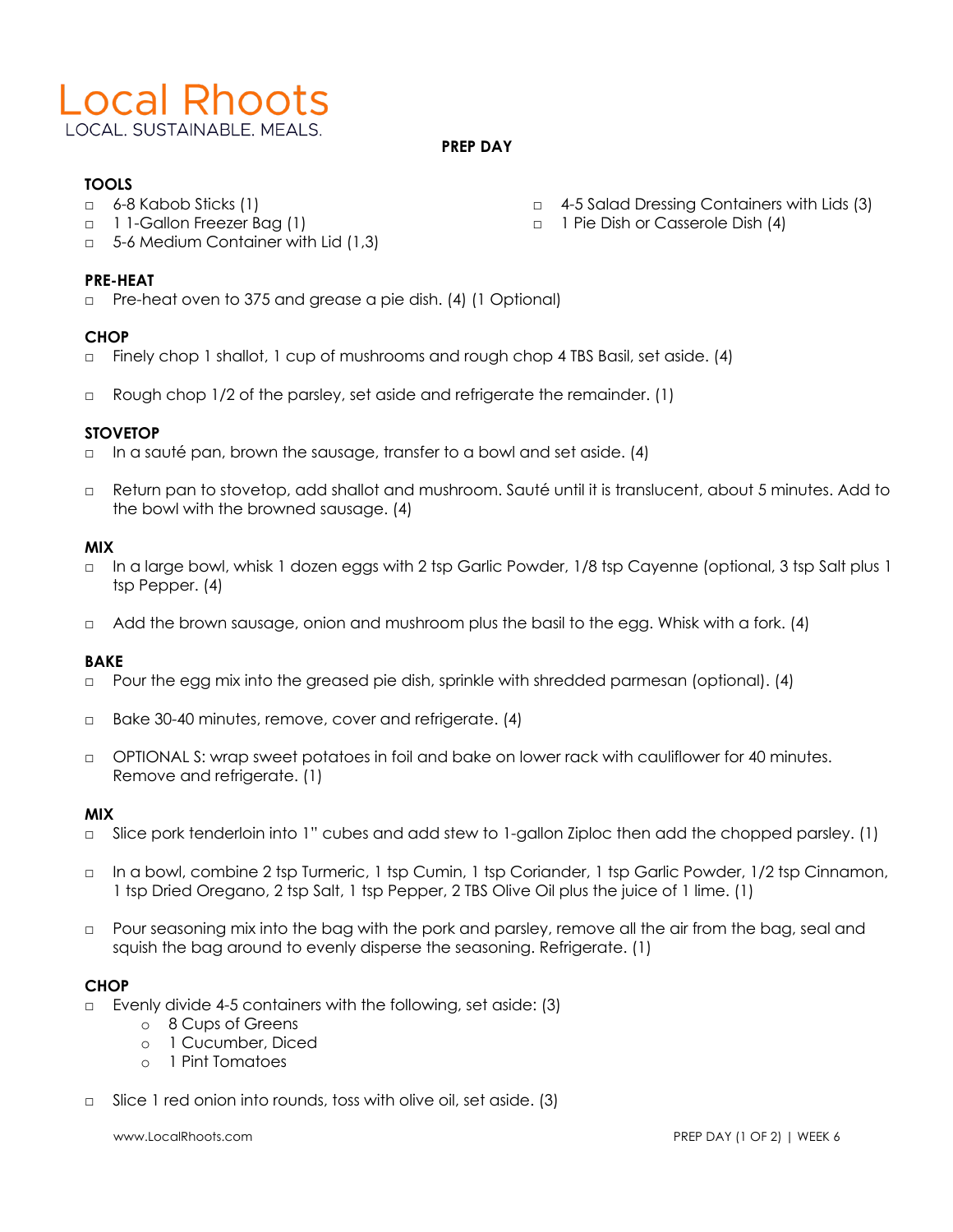# Local Rhoots

LOCAL. SUSTAINABLE. MEALS.

**PREP DAY**

**TOOLS**

- □ 6-8 Kabob Sticks (1)
- □ 1 1-Gallon Freezer Bag (1)
- □ 5-6 Medium Container with Lid (1,3)
- □ 4-5 Salad Dressing Containers with Lids (3)
- □ 1 Pie Dish or Casserole Dish (4)

**PRE-HEAT**

- □ Pre-heat oven to 375 and grease a pie dish. (4) (1 Optional)

**CHOP**

- □ Finely chop 1 shallot, 1 cup of mushrooms and rough chop 4 TBS Basil, set aside. (4)
- □ Rough chop 1/2 of the parsley, set aside and refrigerate the remainder. (1)

**STOVETOP**

- □ In a sauté pan, brown the sausage, transfer to a bowl and set aside. (4)
- □ Return pan to stovetop, add shallot and mushroom. Sauté until it is translucent, about 5 minutes. Add to the bowl with the browned sausage. (4)

**MIX**

- □ In a large bowl, whisk 1 dozen eggs with 2 tsp Garlic Powder, 1/8 tsp Cayenne (optional, 3 tsp Salt plus 1 tsp Pepper. (4)
- □ Add the brown sausage, onion and mushroom plus the basil to the egg. Whisk with a fork. (4)

**BAKE**

- □ Pour the egg mix into the greased pie dish, sprinkle with shredded parmesan (optional). (4)
- □ Bake 30-40 minutes, remove, cover and refrigerate. (4)
- □ OPTIONAL S: wrap sweet potatoes in foil and bake on lower rack with cauliflower for 40 minutes. Remove and refrigerate. (1)

**MIX**

- □ Slice pork tenderloin into 1" cubes and add stew to 1-gallon Ziploc then add the chopped parsley. (1)
- □ In a bowl, combine 2 tsp Turmeric, 1 tsp Cumin, 1 tsp Coriander, 1 tsp Garlic Powder, 1/2 tsp Cinnamon, 1 tsp Dried Oregano, 2 tsp Salt, 1 tsp Pepper, 2 TBS Olive Oil plus the juice of 1 lime. (1)
- □ Pour seasoning mix into the bag with the pork and parsley, remove all the air from the bag, seal and squish the bag around to evenly disperse the seasoning. Refrigerate. (1)

**CHOP**

- □ Evenly divide 4-5 containers with the following, set aside: (3)
  - o 8 Cups of Greens
  - o 1 Cucumber, Diced
  - o 1 Pint Tomatoes
- □ Slice 1 red onion into rounds, toss with olive oil, set aside. (3)

www.LocalRhoots.com

PREP DAY (1 OF 2) | WEEK 6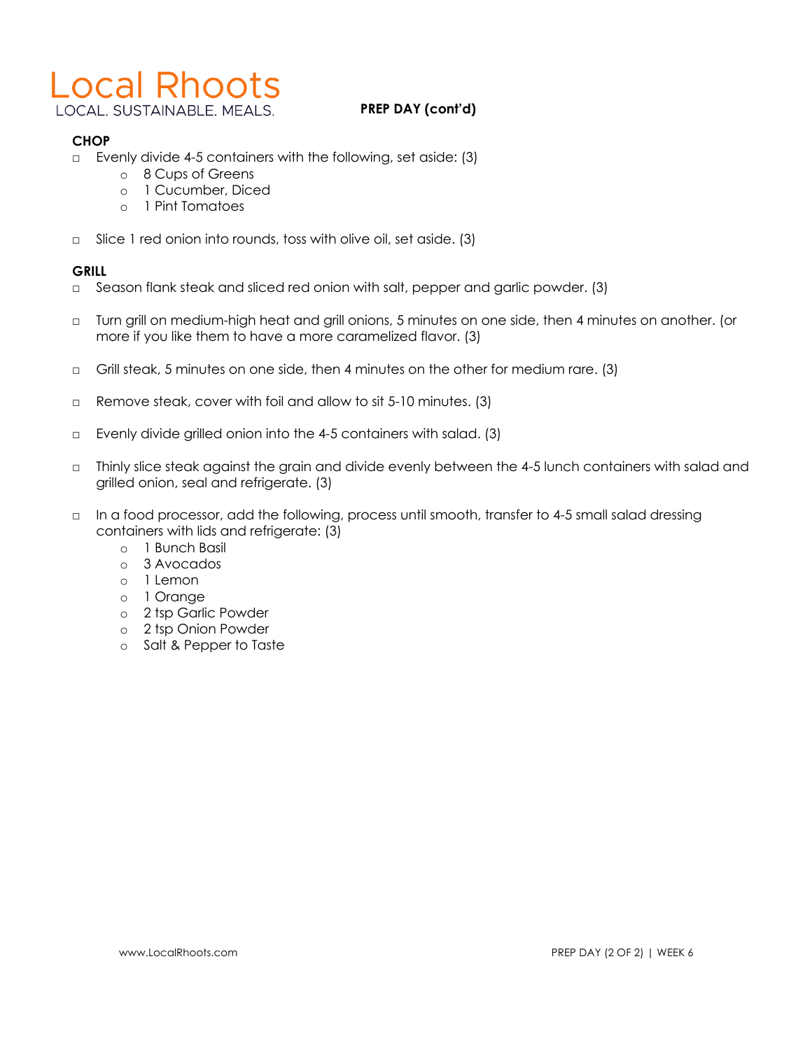# Local Rhoots

LOCAL. SUSTAINABLE. MEALS.

**PREP DAY (cont'd)**

**CHOP**

- ☐ Evenly divide 4-5 containers with the following, set aside: (3)
  - 8 Cups of Greens
  - 1 Cucumber, Diced
  - 1 Pint Tomatoes

- ☐ Slice 1 red onion into rounds, toss with olive oil, set aside. (3)

**GRILL**

- ☐ Season flank steak and sliced red onion with salt, pepper and garlic powder. (3)

- ☐ Turn grill on medium-high heat and grill onions, 5 minutes on one side, then 4 minutes on another. (or more if you like them to have a more caramelized flavor. (3)

- ☐ Grill steak, 5 minutes on one side, then 4 minutes on the other for medium rare. (3)

- ☐ Remove steak, cover with foil and allow to sit 5-10 minutes. (3)

- ☐ Evenly divide grilled onion into the 4-5 containers with salad. (3)

- ☐ Thinly slice steak against the grain and divide evenly between the 4-5 lunch containers with salad and grilled onion, seal and refrigerate. (3)

- ☐ In a food processor, add the following, process until smooth, transfer to 4-5 small salad dressing containers with lids and refrigerate: (3)
  - 1 Bunch Basil
  - 3 Avocados
  - 1 Lemon
  - 1 Orange
  - 2 tsp Garlic Powder
  - 2 tsp Onion Powder
  - Salt & Pepper to Taste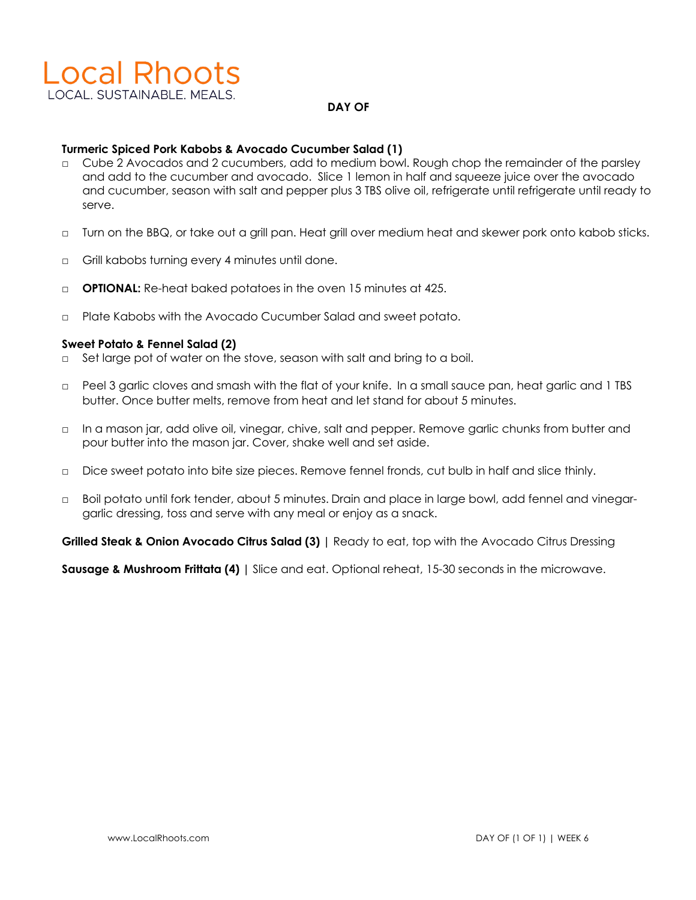# Local Rhoots

LOCAL. SUSTAINABLE. MEALS.

## DAY OF

### Turmeric Spiced Pork Kabobs & Avocado Cucumber Salad (1)

- □ Cube 2 Avocados and 2 cucumbers, add to medium bowl. Rough chop the remainder of the parsley and add to the cucumber and avocado. Slice 1 lemon in half and squeeze juice over the avocado and cucumber, season with salt and pepper plus 3 TBS olive oil, refrigerate until refrigerate until ready to serve.
- □ Turn on the BBQ, or take out a grill pan. Heat grill over medium heat and skewer pork onto kabob sticks.
- □ Grill kabobs turning every 4 minutes until done.
- □ **OPTIONAL:** Re-heat baked potatoes in the oven 15 minutes at 425.
- □ Plate Kabobs with the Avocado Cucumber Salad and sweet potato.

### Sweet Potato & Fennel Salad (2)

- □ Set large pot of water on the stove, season with salt and bring to a boil.
- □ Peel 3 garlic cloves and smash with the flat of your knife. In a small sauce pan, heat garlic and 1 TBS butter. Once butter melts, remove from heat and let stand for about 5 minutes.
- □ In a mason jar, add olive oil, vinegar, chive, salt and pepper. Remove garlic chunks from butter and pour butter into the mason jar. Cover, shake well and set aside.
- □ Dice sweet potato into bite size pieces. Remove fennel fronds, cut bulb in half and slice thinly.
- □ Boil potato until fork tender, about 5 minutes. Drain and place in large bowl, add fennel and vinegar-garlic dressing, toss and serve with any meal or enjoy as a snack.

**Grilled Steak & Onion Avocado Citrus Salad (3)** | Ready to eat, top with the Avocado Citrus Dressing

**Sausage & Mushroom Frittata (4)** | Slice and eat. Optional reheat, 15-30 seconds in the microwave.